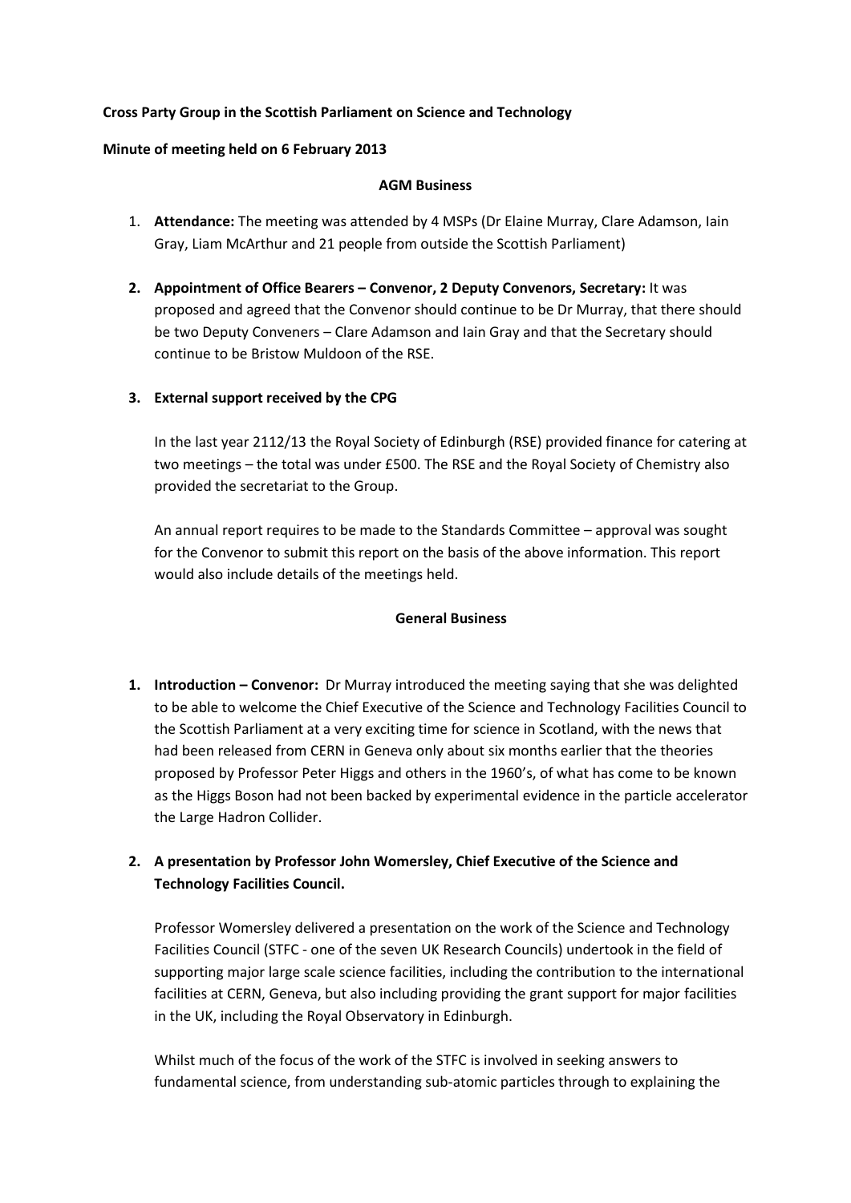**Cross Party Group in the Scottish Parliament on Science and Technology**

**Minute of meeting held on 6 February 2013**

**AGM Business**

1. **Attendance:** The meeting was attended by 4 MSPs (Dr Elaine Murray, Clare Adamson, Iain Gray, Liam McArthur and 21 people from outside the Scottish Parliament)

2. **Appointment of Office Bearers – Convenor, 2 Deputy Convenors, Secretary:** It was proposed and agreed that the Convenor should continue to be Dr Murray, that there should be two Deputy Conveners – Clare Adamson and Iain Gray and that the Secretary should continue to be Bristow Muldoon of the RSE.

3. **External support received by the CPG**

   In the last year 2112/13 the Royal Society of Edinburgh (RSE) provided finance for catering at two meetings – the total was under £500. The RSE and the Royal Society of Chemistry also provided the secretariat to the Group.

   An annual report requires to be made to the Standards Committee – approval was sought for the Convenor to submit this report on the basis of the above information. This report would also include details of the meetings held.

**General Business**

1. **Introduction – Convenor:** Dr Murray introduced the meeting saying that she was delighted to be able to welcome the Chief Executive of the Science and Technology Facilities Council to the Scottish Parliament at a very exciting time for science in Scotland, with the news that had been released from CERN in Geneva only about six months earlier that the theories proposed by Professor Peter Higgs and others in the 1960's, of what has come to be known as the Higgs Boson had not been backed by experimental evidence in the particle accelerator the Large Hadron Collider.

2. **A presentation by Professor John Womersley, Chief Executive of the Science and Technology Facilities Council.**

   Professor Womersley delivered a presentation on the work of the Science and Technology Facilities Council (STFC - one of the seven UK Research Councils) undertook in the field of supporting major large scale science facilities, including the contribution to the international facilities at CERN, Geneva, but also including providing the grant support for major facilities in the UK, including the Royal Observatory in Edinburgh.

   Whilst much of the focus of the work of the STFC is involved in seeking answers to fundamental science, from understanding sub-atomic particles through to explaining the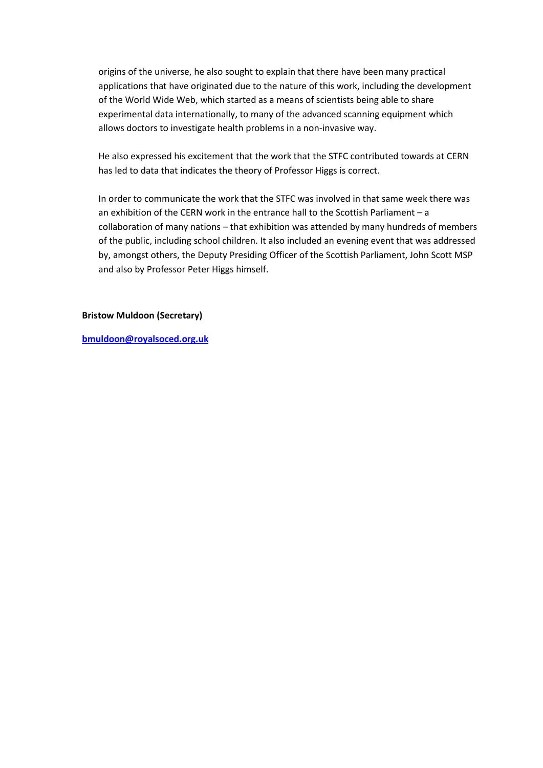origins of the universe, he also sought to explain that there have been many practical applications that have originated due to the nature of this work, including the development of the World Wide Web, which started as a means of scientists being able to share experimental data internationally, to many of the advanced scanning equipment which allows doctors to investigate health problems in a non-invasive way.

He also expressed his excitement that the work that the STFC contributed towards at CERN has led to data that indicates the theory of Professor Higgs is correct.

In order to communicate the work that the STFC was involved in that same week there was an exhibition of the CERN work in the entrance hall to the Scottish Parliament – a collaboration of many nations – that exhibition was attended by many hundreds of members of the public, including school children. It also included an evening event that was addressed by, amongst others, the Deputy Presiding Officer of the Scottish Parliament, John Scott MSP and also by Professor Peter Higgs himself.

**Bristow Muldoon (Secretary)**

**bmuldoon@royalsoced.org.uk**